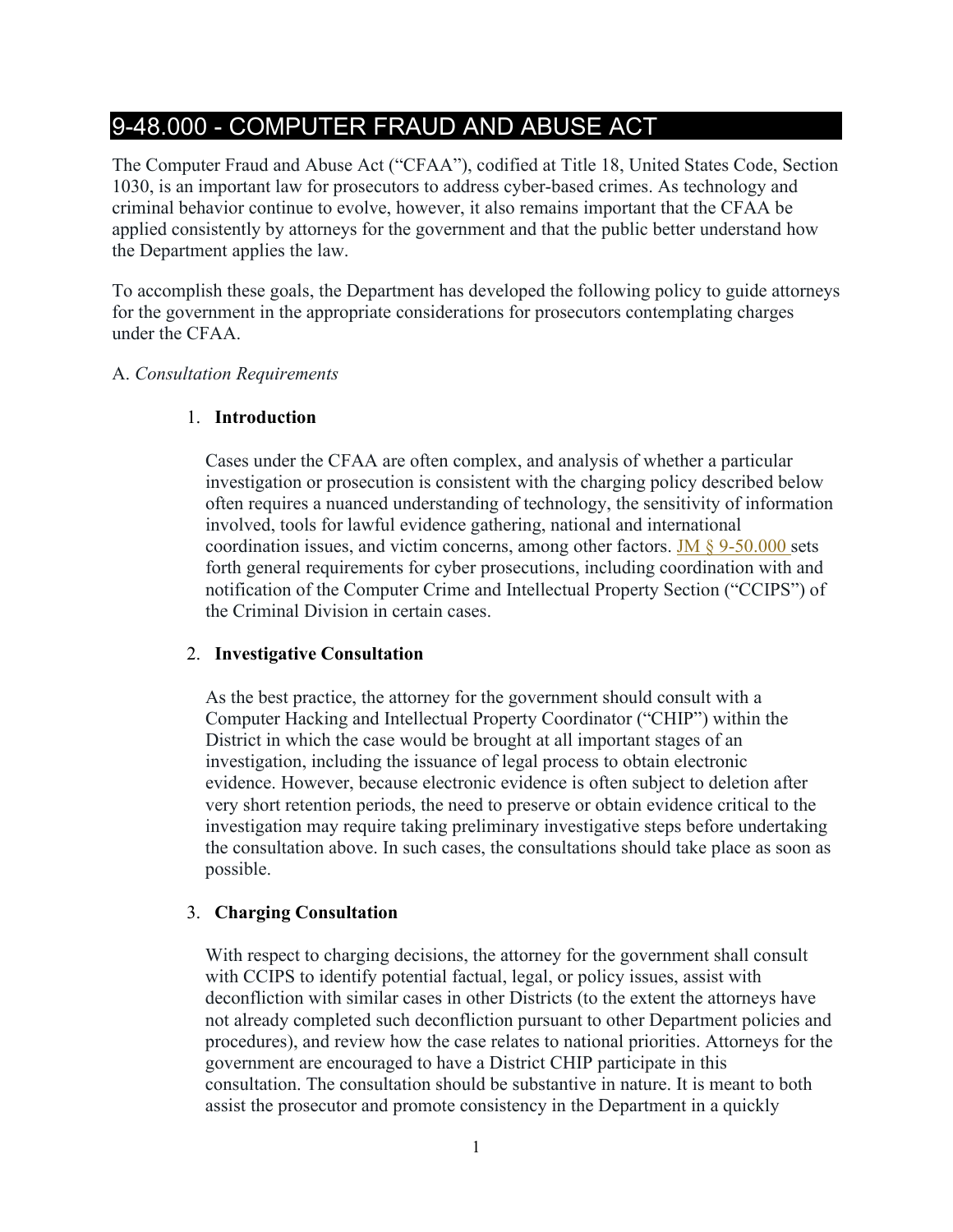# 9-48.000 - COMPUTER FRAUD AND ABUSE ACT

The Computer Fraud and Abuse Act ("CFAA"), codified at Title 18, United States Code, Section 1030, is an important law for prosecutors to address cyber-based crimes. As technology and criminal behavior continue to evolve, however, it also remains important that the CFAA be applied consistently by attorneys for the government and that the public better understand how the Department applies the law.

To accomplish these goals, the Department has developed the following policy to guide attorneys for the government in the appropriate considerations for prosecutors contemplating charges under the CFAA.

A. *Consultation Requirements*

1. **Introduction**

   Cases under the CFAA are often complex, and analysis of whether a particular investigation or prosecution is consistent with the charging policy described below often requires a nuanced understanding of technology, the sensitivity of information involved, tools for lawful evidence gathering, national and international coordination issues, and victim concerns, among other factors. JM § 9-50.000 sets forth general requirements for cyber prosecutions, including coordination with and notification of the Computer Crime and Intellectual Property Section ("CCIPS") of the Criminal Division in certain cases.

2. **Investigative Consultation**

   As the best practice, the attorney for the government should consult with a Computer Hacking and Intellectual Property Coordinator ("CHIP") within the District in which the case would be brought at all important stages of an investigation, including the issuance of legal process to obtain electronic evidence. However, because electronic evidence is often subject to deletion after very short retention periods, the need to preserve or obtain evidence critical to the investigation may require taking preliminary investigative steps before undertaking the consultation above. In such cases, the consultations should take place as soon as possible.

3. **Charging Consultation**

   With respect to charging decisions, the attorney for the government shall consult with CCIPS to identify potential factual, legal, or policy issues, assist with deconfliction with similar cases in other Districts (to the extent the attorneys have not already completed such deconfliction pursuant to other Department policies and procedures), and review how the case relates to national priorities. Attorneys for the government are encouraged to have a District CHIP participate in this consultation. The consultation should be substantive in nature. It is meant to both assist the prosecutor and promote consistency in the Department in a quickly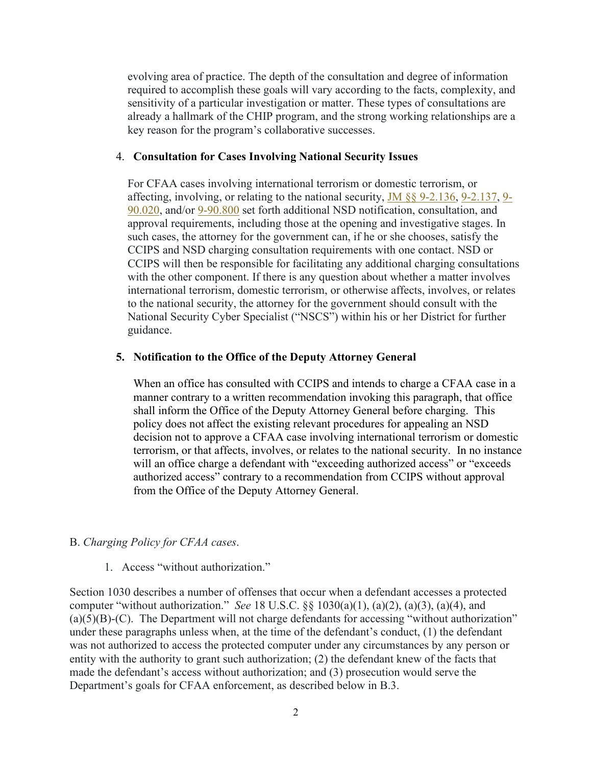evolving area of practice. The depth of the consultation and degree of information required to accomplish these goals will vary according to the facts, complexity, and sensitivity of a particular investigation or matter. These types of consultations are already a hallmark of the CHIP program, and the strong working relationships are a key reason for the program's collaborative successes.

4. **Consultation for Cases Involving National Security Issues**

For CFAA cases involving international terrorism or domestic terrorism, or affecting, involving, or relating to the national security, JM §§ 9-2.136, 9-2.137, 9-90.020, and/or 9-90.800 set forth additional NSD notification, consultation, and approval requirements, including those at the opening and investigative stages. In such cases, the attorney for the government can, if he or she chooses, satisfy the CCIPS and NSD charging consultation requirements with one contact. NSD or CCIPS will then be responsible for facilitating any additional charging consultations with the other component. If there is any question about whether a matter involves international terrorism, domestic terrorism, or otherwise affects, involves, or relates to the national security, the attorney for the government should consult with the National Security Cyber Specialist ("NSCS") within his or her District for further guidance.

5. **Notification to the Office of the Deputy Attorney General**

When an office has consulted with CCIPS and intends to charge a CFAA case in a manner contrary to a written recommendation invoking this paragraph, that office shall inform the Office of the Deputy Attorney General before charging. This policy does not affect the existing relevant procedures for appealing an NSD decision not to approve a CFAA case involving international terrorism or domestic terrorism, or that affects, involves, or relates to the national security. In no instance will an office charge a defendant with "exceeding authorized access" or "exceeds authorized access" contrary to a recommendation from CCIPS without approval from the Office of the Deputy Attorney General.

B. *Charging Policy for CFAA cases*.

1. Access "without authorization."

Section 1030 describes a number of offenses that occur when a defendant accesses a protected computer "without authorization." *See* 18 U.S.C. §§ 1030(a)(1), (a)(2), (a)(3), (a)(4), and (a)(5)(B)-(C). The Department will not charge defendants for accessing "without authorization" under these paragraphs unless when, at the time of the defendant's conduct, (1) the defendant was not authorized to access the protected computer under any circumstances by any person or entity with the authority to grant such authorization; (2) the defendant knew of the facts that made the defendant's access without authorization; and (3) prosecution would serve the Department's goals for CFAA enforcement, as described below in B.3.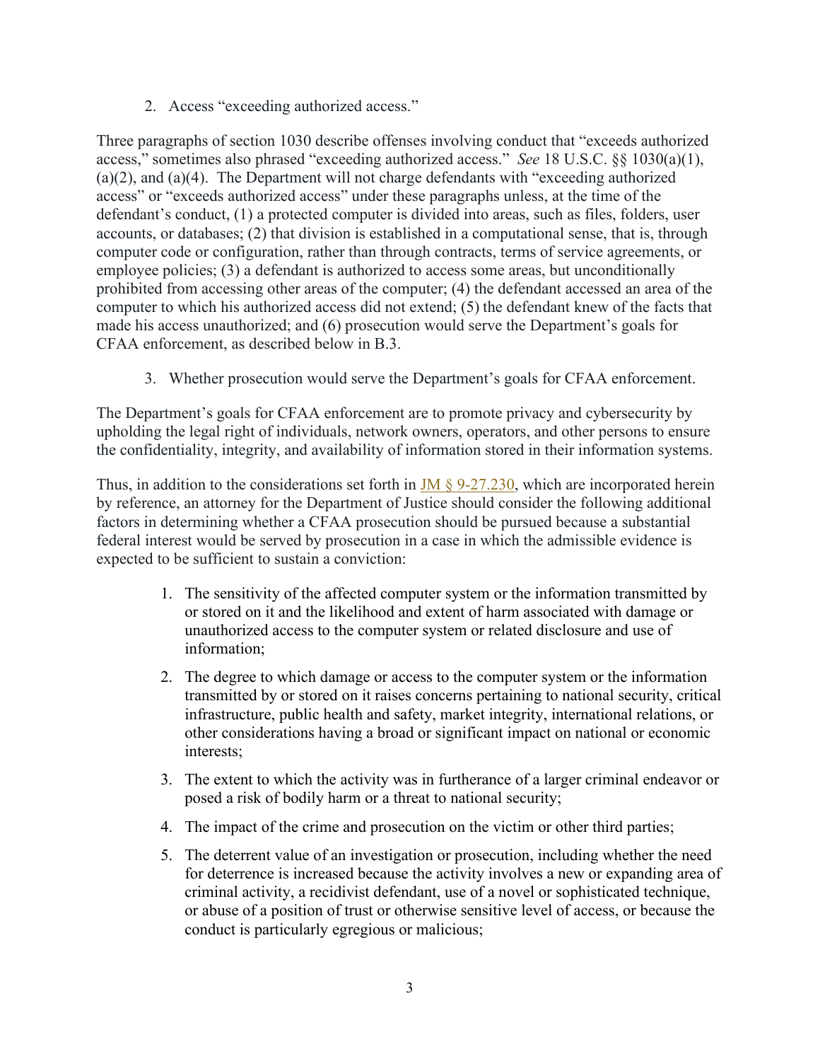2. Access "exceeding authorized access."

Three paragraphs of section 1030 describe offenses involving conduct that "exceeds authorized access," sometimes also phrased "exceeding authorized access." *See* 18 U.S.C. §§ 1030(a)(1), (a)(2), and (a)(4). The Department will not charge defendants with "exceeding authorized access" or "exceeds authorized access" under these paragraphs unless, at the time of the defendant's conduct, (1) a protected computer is divided into areas, such as files, folders, user accounts, or databases; (2) that division is established in a computational sense, that is, through computer code or configuration, rather than through contracts, terms of service agreements, or employee policies; (3) a defendant is authorized to access some areas, but unconditionally prohibited from accessing other areas of the computer; (4) the defendant accessed an area of the computer to which his authorized access did not extend; (5) the defendant knew of the facts that made his access unauthorized; and (6) prosecution would serve the Department's goals for CFAA enforcement, as described below in B.3.

3. Whether prosecution would serve the Department's goals for CFAA enforcement.

The Department's goals for CFAA enforcement are to promote privacy and cybersecurity by upholding the legal right of individuals, network owners, operators, and other persons to ensure the confidentiality, integrity, and availability of information stored in their information systems.

Thus, in addition to the considerations set forth in JM § 9-27.230, which are incorporated herein by reference, an attorney for the Department of Justice should consider the following additional factors in determining whether a CFAA prosecution should be pursued because a substantial federal interest would be served by prosecution in a case in which the admissible evidence is expected to be sufficient to sustain a conviction:

1. The sensitivity of the affected computer system or the information transmitted by or stored on it and the likelihood and extent of harm associated with damage or unauthorized access to the computer system or related disclosure and use of information;

2. The degree to which damage or access to the computer system or the information transmitted by or stored on it raises concerns pertaining to national security, critical infrastructure, public health and safety, market integrity, international relations, or other considerations having a broad or significant impact on national or economic interests;

3. The extent to which the activity was in furtherance of a larger criminal endeavor or posed a risk of bodily harm or a threat to national security;

4. The impact of the crime and prosecution on the victim or other third parties;

5. The deterrent value of an investigation or prosecution, including whether the need for deterrence is increased because the activity involves a new or expanding area of criminal activity, a recidivist defendant, use of a novel or sophisticated technique, or abuse of a position of trust or otherwise sensitive level of access, or because the conduct is particularly egregious or malicious;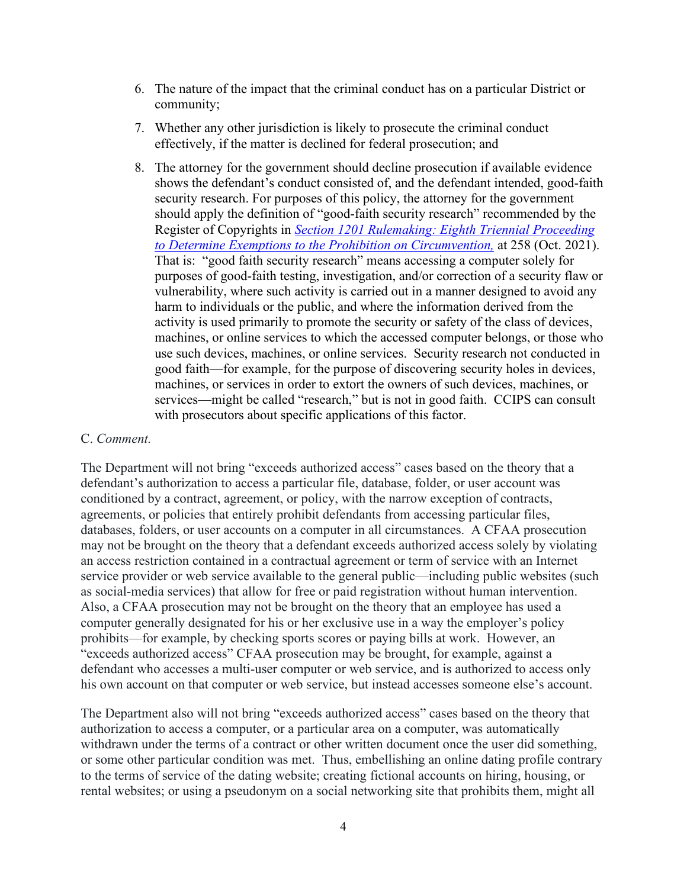6. The nature of the impact that the criminal conduct has on a particular District or community;

7. Whether any other jurisdiction is likely to prosecute the criminal conduct effectively, if the matter is declined for federal prosecution; and

8. The attorney for the government should decline prosecution if available evidence shows the defendant's conduct consisted of, and the defendant intended, good-faith security research. For purposes of this policy, the attorney for the government should apply the definition of "good-faith security research" recommended by the Register of Copyrights in [*Section 1201 Rulemaking: Eighth Triennial Proceeding to Determine Exemptions to the Prohibition on Circumvention,*]() at 258 (Oct. 2021). That is: "good faith security research" means accessing a computer solely for purposes of good-faith testing, investigation, and/or correction of a security flaw or vulnerability, where such activity is carried out in a manner designed to avoid any harm to individuals or the public, and where the information derived from the activity is used primarily to promote the security or safety of the class of devices, machines, or online services to which the accessed computer belongs, or those who use such devices, machines, or online services. Security research not conducted in good faith—for example, for the purpose of discovering security holes in devices, machines, or services in order to extort the owners of such devices, machines, or services—might be called "research," but is not in good faith. CCIPS can consult with prosecutors about specific applications of this factor.

C. *Comment.*

The Department will not bring "exceeds authorized access" cases based on the theory that a defendant's authorization to access a particular file, database, folder, or user account was conditioned by a contract, agreement, or policy, with the narrow exception of contracts, agreements, or policies that entirely prohibit defendants from accessing particular files, databases, folders, or user accounts on a computer in all circumstances. A CFAA prosecution may not be brought on the theory that a defendant exceeds authorized access solely by violating an access restriction contained in a contractual agreement or term of service with an Internet service provider or web service available to the general public—including public websites (such as social-media services) that allow for free or paid registration without human intervention. Also, a CFAA prosecution may not be brought on the theory that an employee has used a computer generally designated for his or her exclusive use in a way the employer's policy prohibits—for example, by checking sports scores or paying bills at work. However, an "exceeds authorized access" CFAA prosecution may be brought, for example, against a defendant who accesses a multi-user computer or web service, and is authorized to access only his own account on that computer or web service, but instead accesses someone else's account.

The Department also will not bring "exceeds authorized access" cases based on the theory that authorization to access a computer, or a particular area on a computer, was automatically withdrawn under the terms of a contract or other written document once the user did something, or some other particular condition was met. Thus, embellishing an online dating profile contrary to the terms of service of the dating website; creating fictional accounts on hiring, housing, or rental websites; or using a pseudonym on a social networking site that prohibits them, might all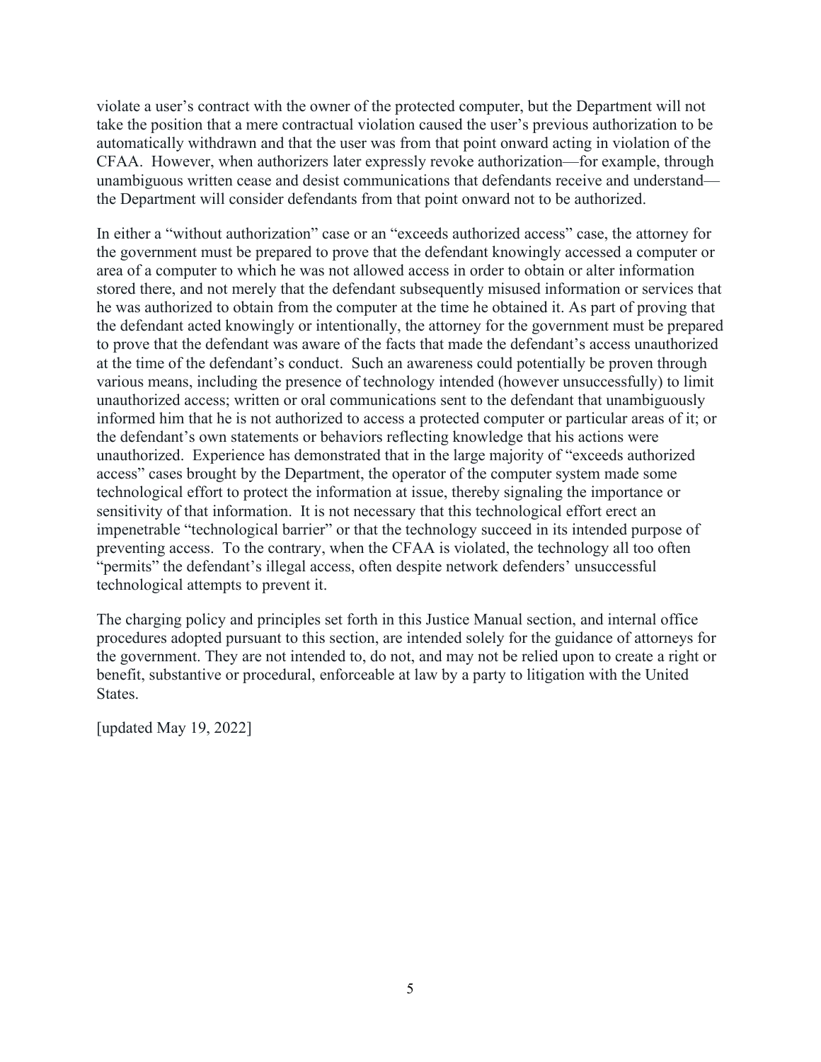violate a user's contract with the owner of the protected computer, but the Department will not take the position that a mere contractual violation caused the user's previous authorization to be automatically withdrawn and that the user was from that point onward acting in violation of the CFAA. However, when authorizers later expressly revoke authorization—for example, through unambiguous written cease and desist communications that defendants receive and understand—the Department will consider defendants from that point onward not to be authorized.

In either a "without authorization" case or an "exceeds authorized access" case, the attorney for the government must be prepared to prove that the defendant knowingly accessed a computer or area of a computer to which he was not allowed access in order to obtain or alter information stored there, and not merely that the defendant subsequently misused information or services that he was authorized to obtain from the computer at the time he obtained it. As part of proving that the defendant acted knowingly or intentionally, the attorney for the government must be prepared to prove that the defendant was aware of the facts that made the defendant's access unauthorized at the time of the defendant's conduct. Such an awareness could potentially be proven through various means, including the presence of technology intended (however unsuccessfully) to limit unauthorized access; written or oral communications sent to the defendant that unambiguously informed him that he is not authorized to access a protected computer or particular areas of it; or the defendant's own statements or behaviors reflecting knowledge that his actions were unauthorized. Experience has demonstrated that in the large majority of "exceeds authorized access" cases brought by the Department, the operator of the computer system made some technological effort to protect the information at issue, thereby signaling the importance or sensitivity of that information. It is not necessary that this technological effort erect an impenetrable "technological barrier" or that the technology succeed in its intended purpose of preventing access. To the contrary, when the CFAA is violated, the technology all too often "permits" the defendant's illegal access, often despite network defenders' unsuccessful technological attempts to prevent it.

The charging policy and principles set forth in this Justice Manual section, and internal office procedures adopted pursuant to this section, are intended solely for the guidance of attorneys for the government. They are not intended to, do not, and may not be relied upon to create a right or benefit, substantive or procedural, enforceable at law by a party to litigation with the United States.

[updated May 19, 2022]